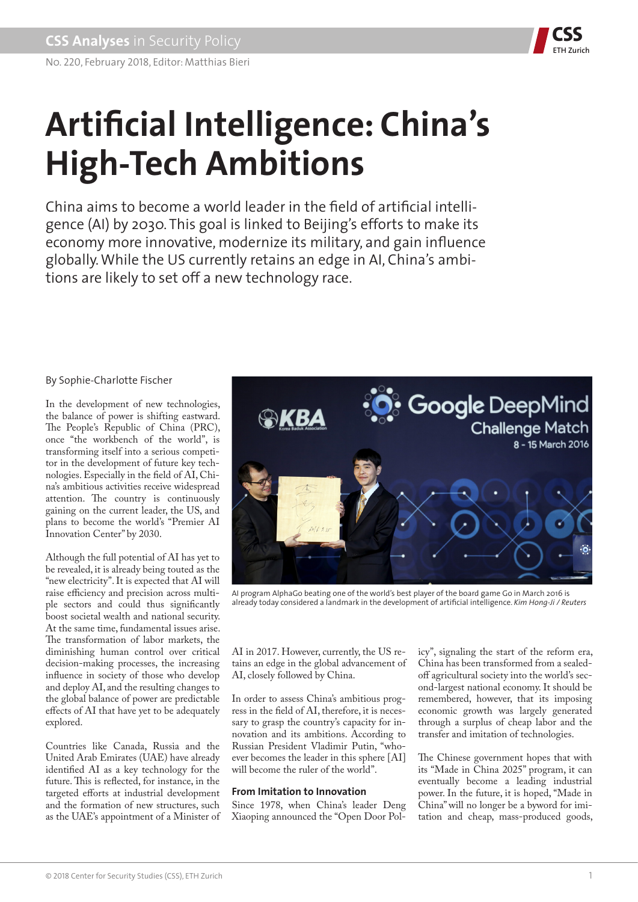# Artificial Intelligence: China's High-Tech Ambitions

China aims to become a world leader in the field of artificial intelligence (AI) by 2030. This goal is linked to Beijing's efforts to make its economy more innovative, modernize its military, and gain influence globally. While the US currently retains an edge in AI, China's ambitions are likely to set off a new technology race.

By Sophie-Charlotte Fischer

In the development of new technologies, the balance of power is shifting eastward. The People's Republic of China (PRC), once "the workbench of the world", is transforming itself into a serious competitor in the development of future key technologies. Especially in the field of AI, China's ambitious activities receive widespread attention. The country is continuously gaining on the current leader, the US, and plans to become the world's "Premier AI Innovation Center" by 2030.

Although the full potential of AI has yet to be revealed, it is already being touted as the "new electricity". It is expected that AI will raise efficiency and precision across multiple sectors and could thus significantly boost societal wealth and national security. At the same time, fundamental issues arise. The transformation of labor markets, the diminishing human control over critical decision-making processes, the increasing influence in society of those who develop and deploy AI, and the resulting changes to the global balance of power are predictable effects of AI that have yet to be adequately explored.

Countries like Canada, Russia and the United Arab Emirates (UAE) have already identified AI as a key technology for the future. This is reflected, for instance, in the targeted efforts at industrial development and the formation of new structures, such as the UAE's appointment of a Minister of AI in 2017. However, currently, the US retains an edge in the global advancement of AI, closely followed by China.

AI program AlphaGo beating one of the world's best player of the board game Go in March 2016 is already today considered a landmark in the development of artificial intelligence. *Kim Hong-Ji / Reuters*

In order to assess China's ambitious progress in the field of AI, therefore, it is necessary to grasp the country's capacity for innovation and its ambitions. According to Russian President Vladimir Putin, "whoever becomes the leader in this sphere [AI] will become the ruler of the world".

### From Imitation to Innovation

Since 1978, when China's leader Deng Xiaoping announced the "Open Door Policy", signaling the start of the reform era, China has been transformed from a sealed-off agricultural society into the world's second-largest national economy. It should be remembered, however, that its imposing economic growth was largely generated through a surplus of cheap labor and the transfer and imitation of technologies.

The Chinese government hopes that with its "Made in China 2025" program, it can eventually become a leading industrial power. In the future, it is hoped, "Made in China" will no longer be a byword for imitation and cheap, mass-produced goods,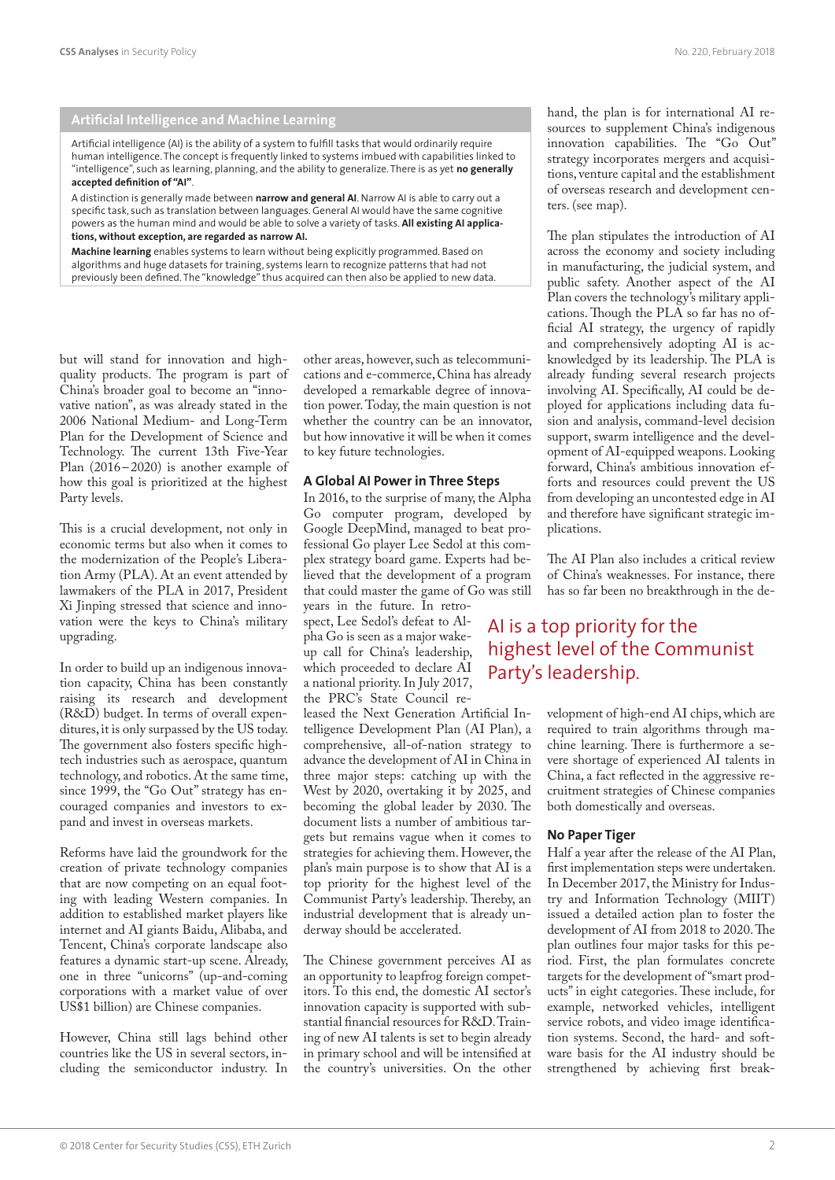### Artificial Intelligence and Machine Learning

Artificial intelligence (AI) is the ability of a system to fulfill tasks that would ordinarily require human intelligence. The concept is frequently linked to systems imbued with capabilities linked to "intelligence", such as learning, planning, and the ability to generalize. There is as yet **no generally accepted definition of "AI"**.

A distinction is generally made between **narrow and general AI**. Narrow AI is able to carry out a specific task, such as translation between languages. General AI would have the same cognitive powers as the human mind and would be able to solve a variety of tasks. **All existing AI applications, without exception, are regarded as narrow AI.**

**Machine learning** enables systems to learn without being explicitly programmed. Based on algorithms and huge datasets for training, systems learn to recognize patterns that had not previously been defined. The "knowledge" thus acquired can then also be applied to new data.

but will stand for innovation and high-quality products. The program is part of China's broader goal to become an "innovative nation", as was already stated in the 2006 National Medium- and Long-Term Plan for the Development of Science and Technology. The current 13th Five-Year Plan (2016–2020) is another example of how this goal is prioritized at the highest Party levels.

This is a crucial development, not only in economic terms but also when it comes to the modernization of the People's Liberation Army (PLA). At an event attended by lawmakers of the PLA in 2017, President Xi Jinping stressed that science and innovation were the keys to China's military upgrading.

In order to build up an indigenous innovation capacity, China has been constantly raising its research and development (R&D) budget. In terms of overall expenditures, it is only surpassed by the US today. The government also fosters specific high-tech industries such as aerospace, quantum technology, and robotics. At the same time, since 1999, the "Go Out" strategy has encouraged companies and investors to expand and invest in overseas markets.

Reforms have laid the groundwork for the creation of private technology companies that are now competing on an equal footing with leading Western companies. In addition to established market players like internet and AI giants Baidu, Alibaba, and Tencent, China's corporate landscape also features a dynamic start-up scene. Already, one in three "unicorns" (up-and-coming corporations with a market value of over US$1 billion) are Chinese companies.

However, China still lags behind other countries like the US in several sectors, including the semiconductor industry. In other areas, however, such as telecommunications and e-commerce, China has already developed a remarkable degree of innovation power. Today, the main question is not whether the country can be an innovator, but how innovative it will be when it comes to key future technologies.

## A Global AI Power in Three Steps

In 2016, to the surprise of many, the Alpha Go computer program, developed by Google DeepMind, managed to beat professional Go player Lee Sedol at this complex strategy board game. Experts had believed that the development of a program that could master the game of Go was still years in the future. In retrospect, Lee Sedol's defeat to Alpha Go is seen as a major wake-up call for China's leadership, which proceeded to declare AI a national priority. In July 2017, the PRC's State Council released the Next Generation Artificial Intelligence Development Plan (AI Plan), a comprehensive, all-of-nation strategy to advance the development of AI in China in three major steps: catching up with the West by 2020, overtaking it by 2025, and becoming the global leader by 2030. The document lists a number of ambitious targets but remains vague when it comes to strategies for achieving them. However, the plan's main purpose is to show that AI is a top priority for the highest level of the Communist Party's leadership. Thereby, an industrial development that is already underway should be accelerated.

> AI is a top priority for the highest level of the Communist Party's leadership.

The Chinese government perceives AI as an opportunity to leapfrog foreign competitors. To this end, the domestic AI sector's innovation capacity is supported with substantial financial resources for R&D. Training of new AI talents is set to begin already in primary school and will be intensified at the country's universities. On the other hand, the plan is for international AI resources to supplement China's indigenous innovation capabilities. The "Go Out" strategy incorporates mergers and acquisitions, venture capital and the establishment of overseas research and development centers. (see map).

The plan stipulates the introduction of AI across the economy and society including in manufacturing, the judicial system, and public safety. Another aspect of the AI Plan covers the technology's military applications. Though the PLA so far has no official AI strategy, the urgency of rapidly and comprehensively adopting AI is acknowledged by its leadership. The PLA is already funding several research projects involving AI. Specifically, AI could be deployed for applications including data fusion and analysis, command-level decision support, swarm intelligence and the development of AI-equipped weapons. Looking forward, China's ambitious innovation efforts and resources could prevent the US from developing an uncontested edge in AI and therefore have significant strategic implications.

The AI Plan also includes a critical review of China's weaknesses. For instance, there has so far been no breakthrough in the development of high-end AI chips, which are required to train algorithms through machine learning. There is furthermore a severe shortage of experienced AI talents in China, a fact reflected in the aggressive recruitment strategies of Chinese companies both domestically and overseas.

## No Paper Tiger

Half a year after the release of the AI Plan, first implementation steps were undertaken. In December 2017, the Ministry for Industry and Information Technology (MIIT) issued a detailed action plan to foster the development of AI from 2018 to 2020. The plan outlines four major tasks for this period. First, the plan formulates concrete targets for the development of "smart products" in eight categories. These include, for example, networked vehicles, intelligent service robots, and video image identification systems. Second, the hard- and software basis for the AI industry should be strengthened by achieving first break-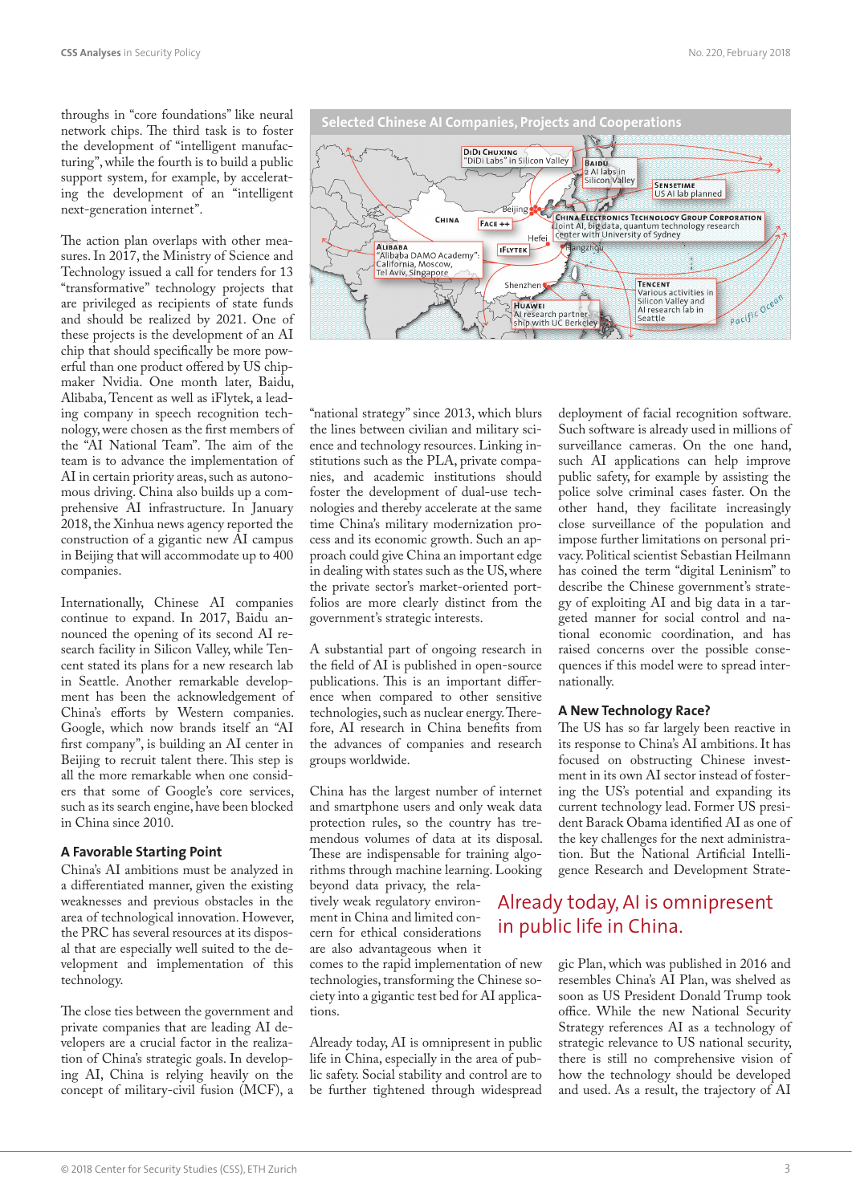throughs in "core foundations" like neural network chips. The third task is to foster the development of "intelligent manufacturing", while the fourth is to build a public support system, for example, by accelerating the development of an "intelligent next-generation internet".

The action plan overlaps with other measures. In 2017, the Ministry of Science and Technology issued a call for tenders for 13 "transformative" technology projects that are privileged as recipients of state funds and should be realized by 2021. One of these projects is the development of an AI chip that should specifically be more powerful than one product offered by US chipmaker Nvidia. One month later, Baidu, Alibaba, Tencent as well as iFlytek, a leading company in speech recognition technology, were chosen as the first members of the "AI National Team". The aim of the team is to advance the implementation of AI in certain priority areas, such as autonomous driving. China also builds up a comprehensive AI infrastructure. In January 2018, the Xinhua news agency reported the construction of a gigantic new AI campus in Beijing that will accommodate up to 400 companies.

Internationally, Chinese AI companies continue to expand. In 2017, Baidu announced the opening of its second AI research facility in Silicon Valley, while Tencent stated its plans for a new research lab in Seattle. Another remarkable development has been the acknowledgement of China's efforts by Western companies. Google, which now brands itself an "AI first company", is building an AI center in Beijing to recruit talent there. This step is all the more remarkable when one considers that some of Google's core services, such as its search engine, have been blocked in China since 2010.

## A Favorable Starting Point

China's AI ambitions must be analyzed in a differentiated manner, given the existing weaknesses and previous obstacles in the area of technological innovation. However, the PRC has several resources at its disposal that are especially well suited to the development and implementation of this technology.

The close ties between the government and private companies that are leading AI developers are a crucial factor in the realization of China's strategic goals. In developing AI, China is relying heavily on the concept of military-civil fusion (MCF), a "national strategy" since 2013, which blurs the lines between civilian and military science and technology resources. Linking institutions such as the PLA, private companies, and academic institutions should foster the development of dual-use technologies and thereby accelerate at the same time China's military modernization process and its economic growth. Such an approach could give China an important edge in dealing with states such as the US, where the private sector's market-oriented portfolios are more clearly distinct from the government's strategic interests.

A substantial part of ongoing research in the field of AI is published in open-source publications. This is an important difference when compared to other sensitive technologies, such as nuclear energy. Therefore, AI research in China benefits from the advances of companies and research groups worldwide.

China has the largest number of internet and smartphone users and only weak data protection rules, so the country has tremendous volumes of data at its disposal. These are indispensable for training algorithms through machine learning. Looking beyond data privacy, the relatively weak regulatory environment in China and limited concern for ethical considerations are also advantageous when it comes to the rapid implementation of new technologies, transforming the Chinese society into a gigantic test bed for AI applications.

Already today, AI is omnipresent in public life in China, especially in the area of public safety. Social stability and control are to be further tightened through widespread deployment of facial recognition software. Such software is already used in millions of surveillance cameras. On the one hand, such AI applications can help improve public safety, for example by assisting the police solve criminal cases faster. On the other hand, they facilitate increasingly close surveillance of the population and impose further limitations on personal privacy. Political scientist Sebastian Heilmann has coined the term "digital Leninism" to describe the Chinese government's strategy of exploiting AI and big data in a targeted manner for social control and national economic coordination, and has raised concerns over the possible consequences if this model were to spread internationally.

> Already today, AI is omnipresent in public life in China.

## A New Technology Race?

The US has so far largely been reactive in its response to China's AI ambitions. It has focused on obstructing Chinese investment in its own AI sector instead of fostering the US's potential and expanding its current technology lead. Former US president Barack Obama identified AI as one of the key challenges for the next administration. But the National Artificial Intelligence Research and Development Strategic Plan, which was published in 2016 and resembles China's AI Plan, was shelved as soon as US President Donald Trump took office. While the new National Security Strategy references AI as a technology of strategic relevance to US national security, there is still no comprehensive vision of how the technology should be developed and used. As a result, the trajectory of AI

**Selected Chinese AI Companies, Projects and Cooperations**

- **DiDi Chuxing**: "DiDi Labs" in Silicon Valley
- **Baidu**: 2 AI labs in Silicon Valley
- **SenseTime**: US AI lab planned
- **Face ++** (Beijing)
- **China Electronics Technology Group Corporation**: Joint AI, big data, quantum technology research center with University of Sydney
- **iFlytek** (Hefei)
- **Alibaba** (Hangzhou): "Alibaba DAMO Academy": California, Moscow, Tel Aviv, Singapore
- **Tencent** (Shenzhen): Various activities in Silicon Valley and AI research lab in Seattle
- **Huawei** (Shenzhen): AI research partnership with UC Berkeley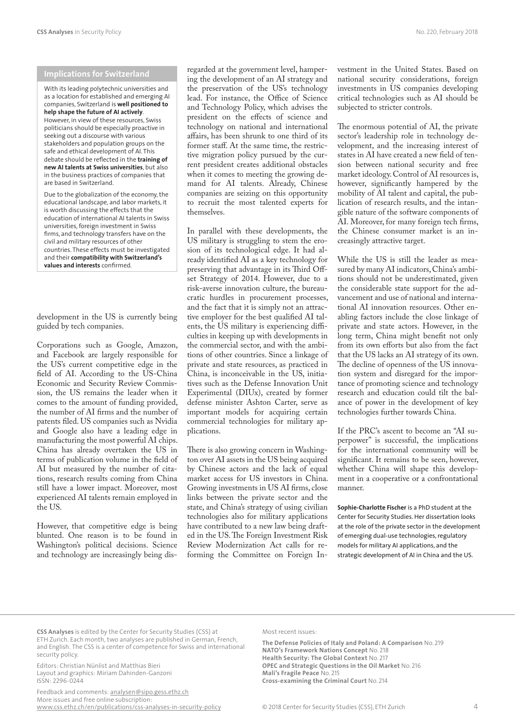### Implications for Switzerland

With its leading polytechnic universities and as a location for established and emerging AI companies, Switzerland is **well positioned to help shape the future of AI actively**. However, in view of these resources, Swiss politicians should be especially proactive in seeking out a discourse with various stakeholders and population groups on the safe and ethical development of AI. This debate should be reflected in the **training of new AI talents at Swiss universities**, but also in the business practices of companies that are based in Switzerland.

Due to the globalization of the economy, the educational landscape, and labor markets, it is worth discussing the effects that the education of international AI talents in Swiss universities, foreign investment in Swiss firms, and technology transfers have on the civil and military resources of other countries. These effects must be investigated and their **compatibility with Switzerland's values and interests** confirmed.

development in the US is currently being guided by tech companies.

Corporations such as Google, Amazon, and Facebook are largely responsible for the US's current competitive edge in the field of AI. According to the US-China Economic and Security Review Commission, the US remains the leader when it comes to the amount of funding provided, the number of AI firms and the number of patents filed. US companies such as Nvidia and Google also have a leading edge in manufacturing the most powerful AI chips. China has already overtaken the US in terms of publication volume in the field of AI but measured by the number of citations, research results coming from China still have a lower impact. Moreover, most experienced AI talents remain employed in the US.

However, that competitive edge is being blunted. One reason is to be found in Washington's political decisions. Science and technology are increasingly being disregarded at the government level, hampering the development of an AI strategy and the preservation of the US's technology lead. For instance, the Office of Science and Technology Policy, which advises the president on the effects of science and technology on national and international affairs, has been shrunk to one third of its former staff. At the same time, the restrictive migration policy pursued by the current president creates additional obstacles when it comes to meeting the growing demand for AI talents. Already, Chinese companies are seizing on this opportunity to recruit the most talented experts for themselves.

In parallel with these developments, the US military is struggling to stem the erosion of its technological edge. It had already identified AI as a key technology for preserving that advantage in its Third Offset Strategy of 2014. However, due to a risk-averse innovation culture, the bureaucratic hurdles in procurement processes, and the fact that it is simply not an attractive employer for the best qualified AI talents, the US military is experiencing difficulties in keeping up with developments in the commercial sector, and with the ambitions of other countries. Since a linkage of private and state resources, as practiced in China, is inconceivable in the US, initiatives such as the Defense Innovation Unit Experimental (DIUx), created by former defense minister Ashton Carter, serve as important models for acquiring certain commercial technologies for military applications.

There is also growing concern in Washington over AI assets in the US being acquired by Chinese actors and the lack of equal market access for US investors in China. Growing investments in US AI firms, close links between the private sector and the state, and China's strategy of using civilian technologies also for military applications have contributed to a new law being drafted in the US. The Foreign Investment Risk Review Modernization Act calls for reforming the Committee on Foreign Investment in the United States. Based on national security considerations, foreign investments in US companies developing critical technologies such as AI should be subjected to stricter controls.

The enormous potential of AI, the private sector's leadership role in technology development, and the increasing interest of states in AI have created a new field of tension between national security and free market ideology. Control of AI resources is, however, significantly hampered by the mobility of AI talent and capital, the publication of research results, and the intangible nature of the software components of AI. Moreover, for many foreign tech firms, the Chinese consumer market is an increasingly attractive target.

While the US is still the leader as measured by many AI indicators, China's ambitions should not be underestimated, given the considerable state support for the advancement and use of national and international AI innovation resources. Other enabling factors include the close linkage of private and state actors. However, in the long term, China might benefit not only from its own efforts but also from the fact that the US lacks an AI strategy of its own. The decline of openness of the US innovation system and disregard for the importance of promoting science and technology research and education could tilt the balance of power in the development of key technologies further towards China.

If the PRC's ascent to become an "AI superpower" is successful, the implications for the international community will be significant. It remains to be seen, however, whether China will shape this development in a cooperative or a confrontational manner.

**Sophie-Charlotte Fischer** is a PhD student at the Center for Security Studies. Her dissertation looks at the role of the private sector in the development of emerging dual-use technologies, regulatory models for military AI applications, and the strategic development of AI in China and the US.

---

**CSS Analyses** is edited by the Center for Security Studies (CSS) at ETH Zurich. Each month, two analyses are published in German, French, and English. The CSS is a center of competence for Swiss and international security policy.

Editors: Christian Nünlist and Matthias Bieri
Layout and graphics: Miriam Dahinden-Ganzoni
ISSN: 2296-0244

Feedback and comments: analysen@sipo.gess.ethz.ch
More issues and free online subscription:
www.css.ethz.ch/en/publications/css-analyses-in-security-policy

Most recent issues:

**The Defense Policies of Italy and Poland: A Comparison** No. 219
**NATO's Framework Nations Concept** No. 218
**Health Security: The Global Context** No. 217
**OPEC and Strategic Questions in the Oil Market** No. 216
**Mali's Fragile Peace** No. 215
**Cross-examining the Criminal Court** No. 214

© 2018 Center for Security Studies (CSS), ETH Zurich